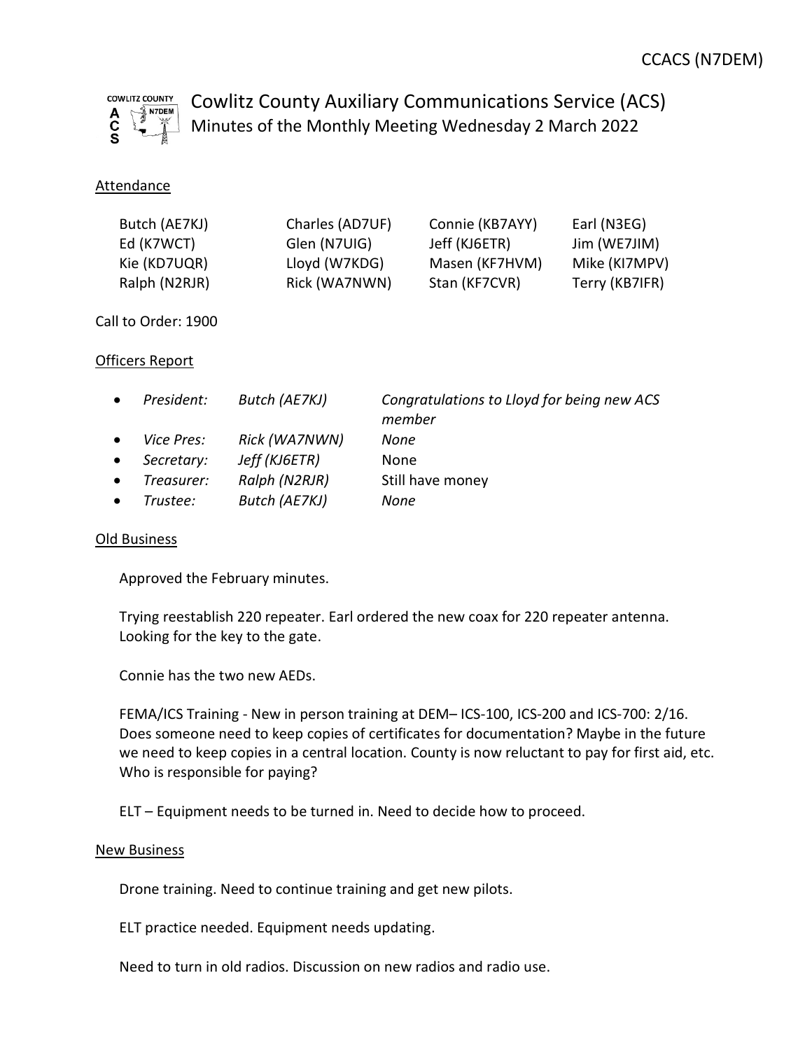CCACS (N7DEM)

# Cowlitz County Auxiliary Communications Service (ACS)

## Minutes of the Monthly Meeting Wednesday 2 March 2022

### Attendance

| | | | |
|---|---|---|---|
| Butch (AE7KJ) | Charles (AD7UF) | Connie (KB7AYY) | Earl (N3EG) |
| Ed (K7WCT) | Glen (N7UIG) | Jeff (KJ6ETR) | Jim (WE7JIM) |
| Kie (KD7UQR) | Lloyd (W7KDG) | Masen (KF7HVM) | Mike (KI7MPV) |
| Ralph (N2RJR) | Rick (WA7NWN) | Stan (KF7CVR) | Terry (KB7IFR) |

Call to Order: 1900

### Officers Report

- *President:* *Butch (AE7KJ)* *Congratulations to Lloyd for being new ACS member*
- *Vice Pres:* *Rick (WA7NWN)* *None*
- *Secretary:* *Jeff (KJ6ETR)* None
- *Treasurer:* *Ralph (N2RJR)* Still have money
- *Trustee:* *Butch (AE7KJ)* *None*

### Old Business

Approved the February minutes.

Trying reestablish 220 repeater. Earl ordered the new coax for 220 repeater antenna. Looking for the key to the gate.

Connie has the two new AEDs.

FEMA/ICS Training - New in person training at DEM– ICS-100, ICS-200 and ICS-700: 2/16. Does someone need to keep copies of certificates for documentation? Maybe in the future we need to keep copies in a central location. County is now reluctant to pay for first aid, etc. Who is responsible for paying?

ELT – Equipment needs to be turned in. Need to decide how to proceed.

### New Business

Drone training. Need to continue training and get new pilots.

ELT practice needed. Equipment needs updating.

Need to turn in old radios. Discussion on new radios and radio use.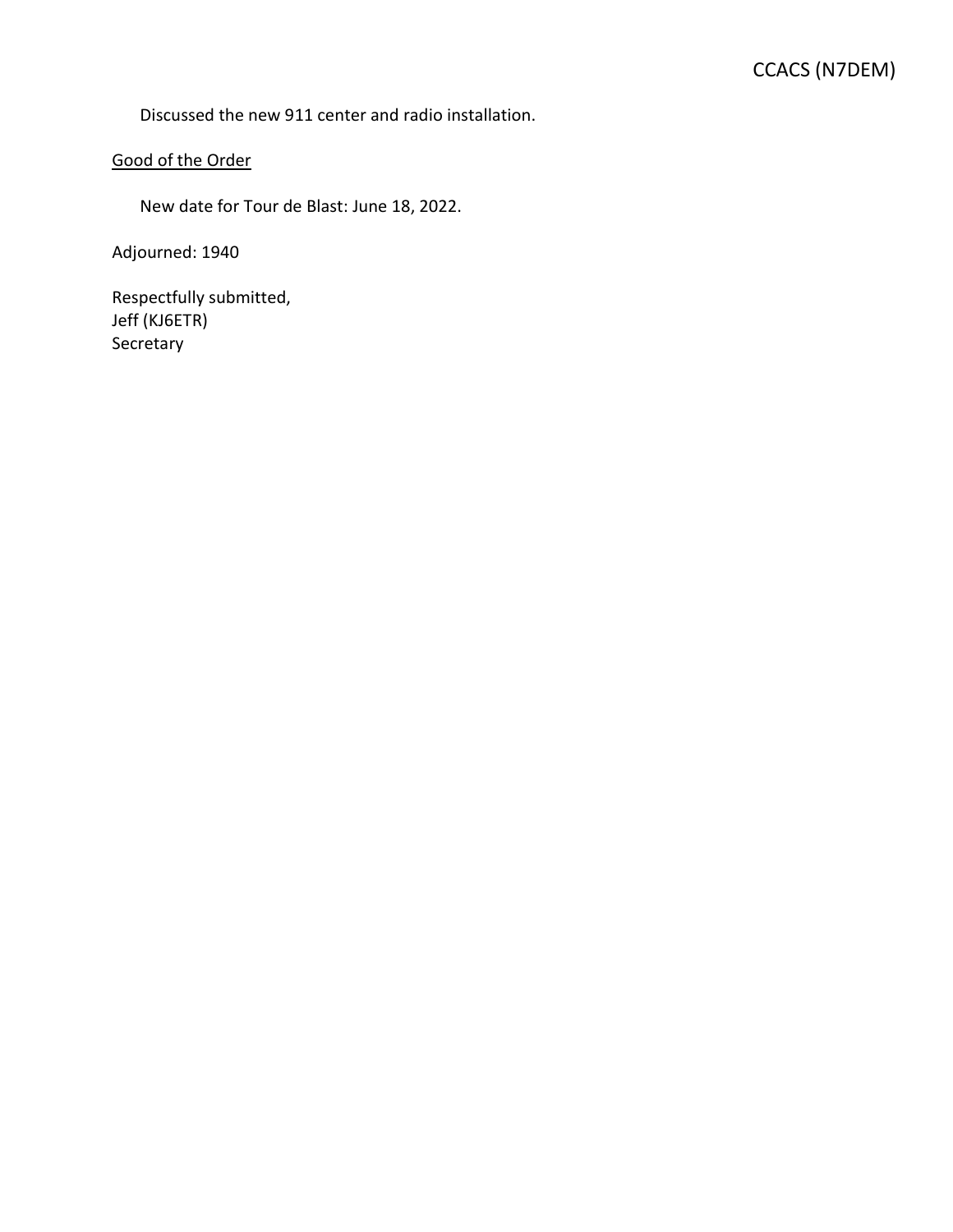Discussed the new 911 center and radio installation.

<u>Good of the Order</u>

New date for Tour de Blast: June 18, 2022.

Adjourned: 1940

Respectfully submitted,
Jeff (KJ6ETR)
Secretary